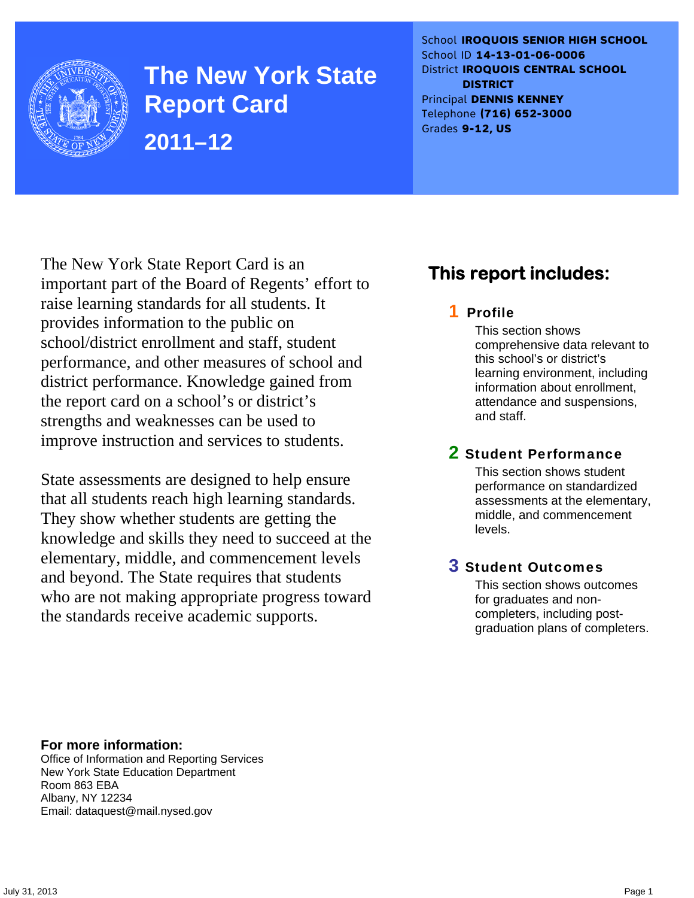# The New York State Report Card

## 2011–12

School **IROQUOIS SENIOR HIGH SCHOOL**
School ID **14-13-01-06-0006**
District **IROQUOIS CENTRAL SCHOOL DISTRICT**
Principal **DENNIS KENNEY**
Telephone **(716) 652-3000**
Grades **9-12, US**

The New York State Report Card is an important part of the Board of Regents' effort to raise learning standards for all students. It provides information to the public on school/district enrollment and staff, student performance, and other measures of school and district performance. Knowledge gained from the report card on a school's or district's strengths and weaknesses can be used to improve instruction and services to students.

State assessments are designed to help ensure that all students reach high learning standards. They show whether students are getting the knowledge and skills they need to succeed at the elementary, middle, and commencement levels and beyond. The State requires that students who are not making appropriate progress toward the standards receive academic supports.

## This report includes:

**1 Profile**

This section shows comprehensive data relevant to this school's or district's learning environment, including information about enrollment, attendance and suspensions, and staff.

**2 Student Performance**

This section shows student performance on standardized assessments at the elementary, middle, and commencement levels.

**3 Student Outcomes**

This section shows outcomes for graduates and non-completers, including post-graduation plans of completers.

**For more information:**
Office of Information and Reporting Services
New York State Education Department
Room 863 EBA
Albany, NY 12234
Email: dataquest@mail.nysed.gov

July 31, 2013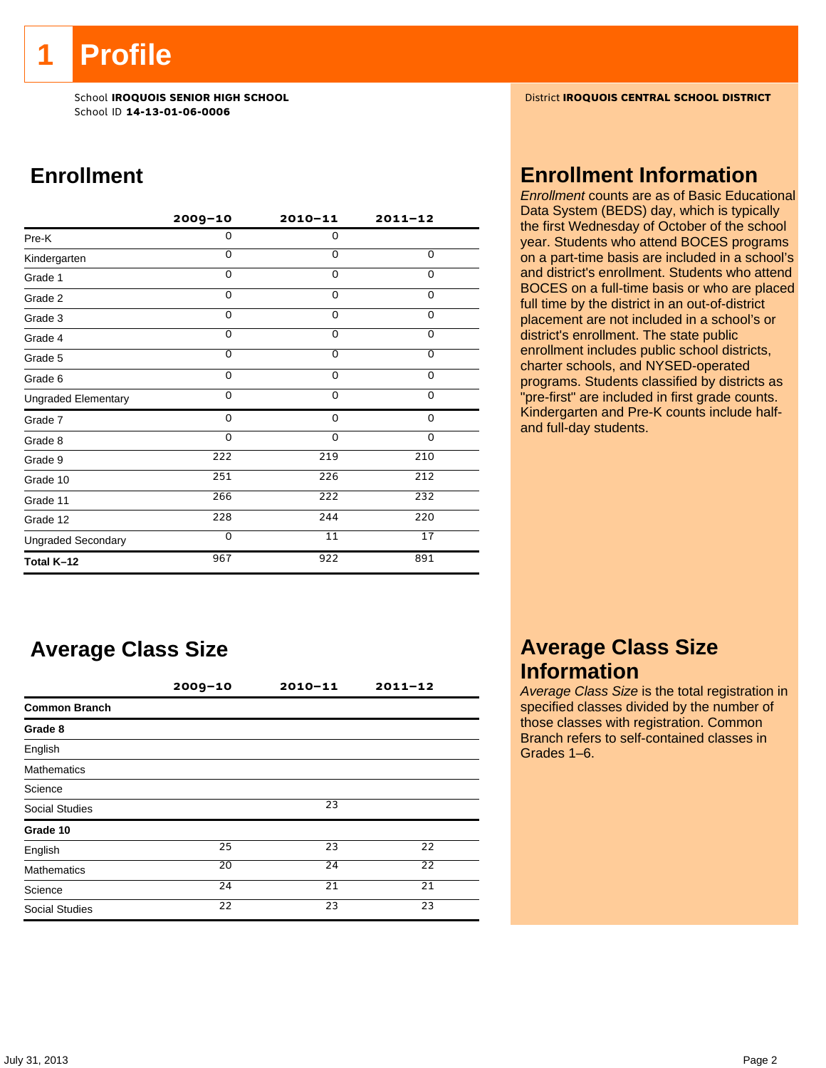# 1 Profile

School **IROQUOIS SENIOR HIGH SCHOOL**
School ID **14-13-01-06-0006**

District **IROQUOIS CENTRAL SCHOOL DISTRICT**

## Enrollment

| | 2009–10 | 2010–11 | 2011–12 |
|---|---|---|---|
| Pre-K | 0 | 0 | |
| Kindergarten | 0 | 0 | 0 |
| Grade 1 | 0 | 0 | 0 |
| Grade 2 | 0 | 0 | 0 |
| Grade 3 | 0 | 0 | 0 |
| Grade 4 | 0 | 0 | 0 |
| Grade 5 | 0 | 0 | 0 |
| Grade 6 | 0 | 0 | 0 |
| Ungraded Elementary | 0 | 0 | 0 |
| Grade 7 | 0 | 0 | 0 |
| Grade 8 | 0 | 0 | 0 |
| Grade 9 | 222 | 219 | 210 |
| Grade 10 | 251 | 226 | 212 |
| Grade 11 | 266 | 222 | 232 |
| Grade 12 | 228 | 244 | 220 |
| Ungraded Secondary | 0 | 11 | 17 |
| **Total K–12** | 967 | 922 | 891 |

## Enrollment Information

*Enrollment* counts are as of Basic Educational Data System (BEDS) day, which is typically the first Wednesday of October of the school year. Students who attend BOCES programs on a part-time basis are included in a school's and district's enrollment. Students who attend BOCES on a full-time basis or who are placed full time by the district in an out-of-district placement are not included in a school's or district's enrollment. The state public enrollment includes public school districts, charter schools, and NYSED-operated programs. Students classified by districts as "pre-first" are included in first grade counts. Kindergarten and Pre-K counts include half- and full-day students.

## Average Class Size

| | 2009–10 | 2010–11 | 2011–12 |
|---|---|---|---|
| **Common Branch** | | | |
| **Grade 8** | | | |
| English | | | |
| Mathematics | | | |
| Science | | | |
| Social Studies | | 23 | |
| **Grade 10** | | | |
| English | 25 | 23 | 22 |
| Mathematics | 20 | 24 | 22 |
| Science | 24 | 21 | 21 |
| Social Studies | 22 | 23 | 23 |

## Average Class Size Information

*Average Class Size* is the total registration in specified classes divided by the number of those classes with registration. Common Branch refers to self-contained classes in Grades 1–6.

July 31, 2013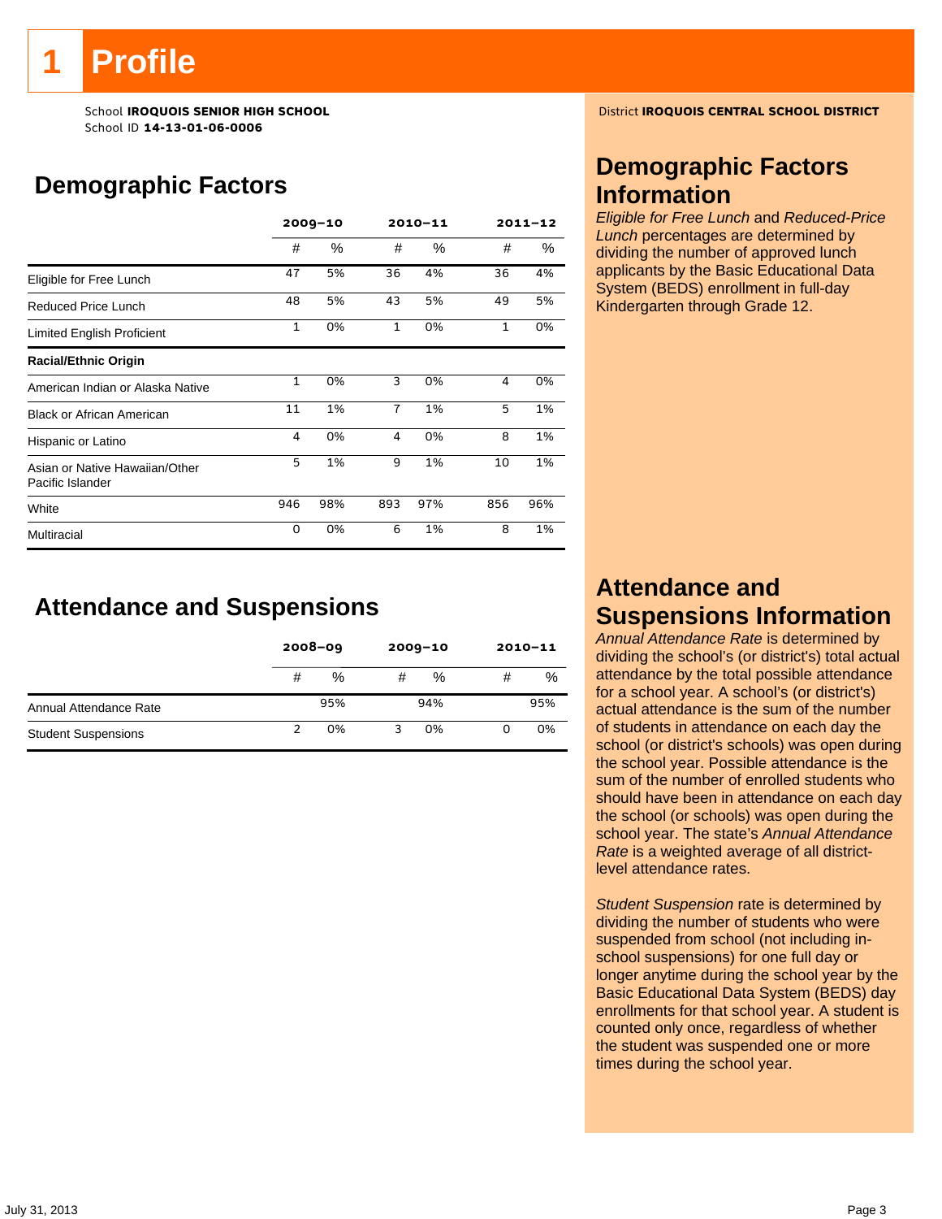# 1 Profile

School **IROQUOIS SENIOR HIGH SCHOOL**
School ID **14-13-01-06-0006**

District **IROQUOIS CENTRAL SCHOOL DISTRICT**

## Demographic Factors

| | 2009–10 | | 2010–11 | | 2011–12 | |
|---|---|---|---|---|---|---|
| | # | % | # | % | # | % |
| Eligible for Free Lunch | 47 | 5% | 36 | 4% | 36 | 4% |
| Reduced Price Lunch | 48 | 5% | 43 | 5% | 49 | 5% |
| Limited English Proficient | 1 | 0% | 1 | 0% | 1 | 0% |
| **Racial/Ethnic Origin** | | | | | | |
| American Indian or Alaska Native | 1 | 0% | 3 | 0% | 4 | 0% |
| Black or African American | 11 | 1% | 7 | 1% | 5 | 1% |
| Hispanic or Latino | 4 | 0% | 4 | 0% | 8 | 1% |
| Asian or Native Hawaiian/Other Pacific Islander | 5 | 1% | 9 | 1% | 10 | 1% |
| White | 946 | 98% | 893 | 97% | 856 | 96% |
| Multiracial | 0 | 0% | 6 | 1% | 8 | 1% |

## Demographic Factors Information

*Eligible for Free Lunch* and *Reduced-Price Lunch* percentages are determined by dividing the number of approved lunch applicants by the Basic Educational Data System (BEDS) enrollment in full-day Kindergarten through Grade 12.

## Attendance and Suspensions

| | 2008–09 | | 2009–10 | | 2010–11 | |
|---|---|---|---|---|---|---|
| | # | % | # | % | # | % |
| Annual Attendance Rate | | 95% | | 94% | | 95% |
| Student Suspensions | 2 | 0% | 3 | 0% | 0 | 0% |

## Attendance and Suspensions Information

*Annual Attendance Rate* is determined by dividing the school's (or district's) total actual attendance by the total possible attendance for a school year. A school's (or district's) actual attendance is the sum of the number of students in attendance on each day the school (or district's schools) was open during the school year. Possible attendance is the sum of the number of enrolled students who should have been in attendance on each day the school (or schools) was open during the school year. The state's *Annual Attendance Rate* is a weighted average of all district-level attendance rates.

*Student Suspension* rate is determined by dividing the number of students who were suspended from school (not including in-school suspensions) for one full day or longer anytime during the school year by the Basic Educational Data System (BEDS) day enrollments for that school year. A student is counted only once, regardless of whether the student was suspended one or more times during the school year.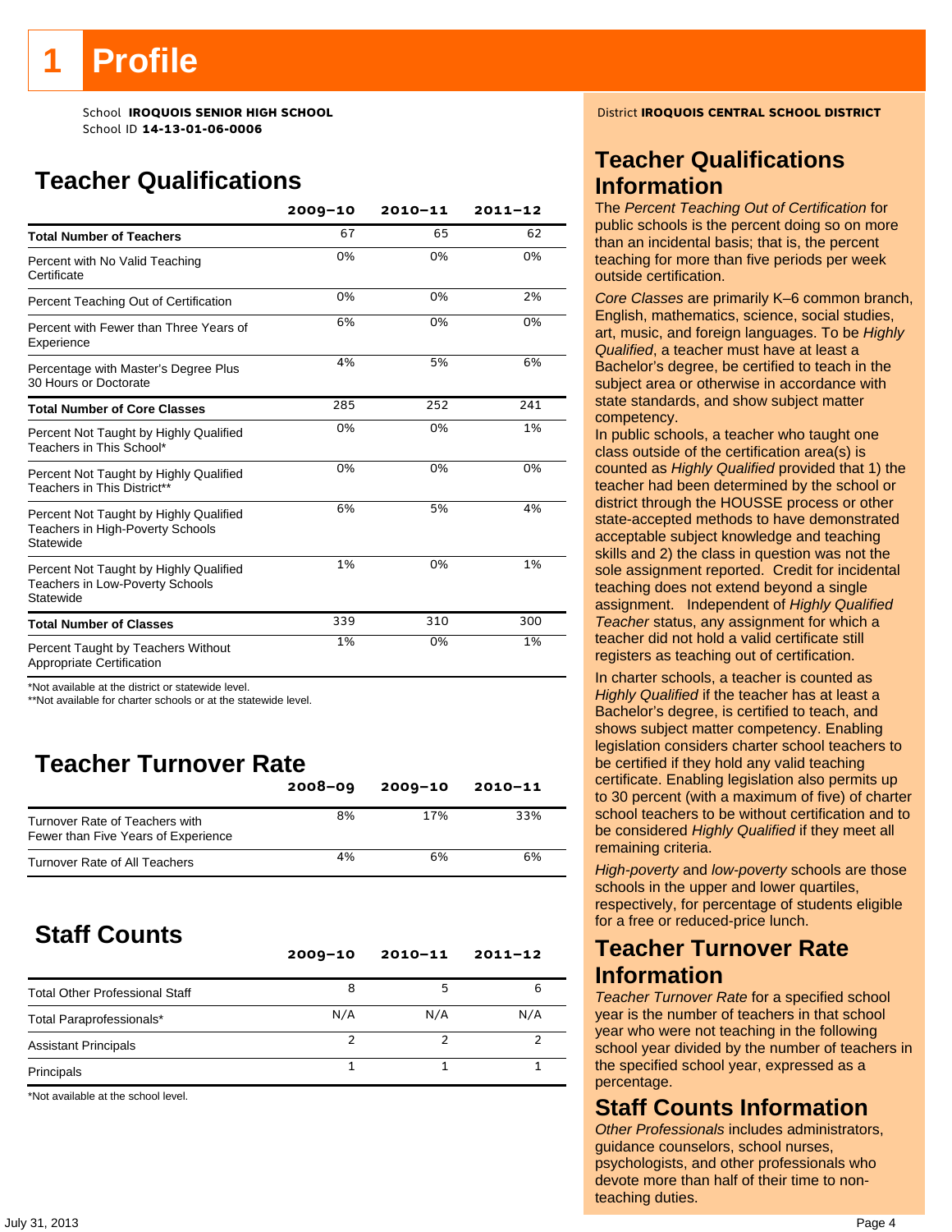# 1 Profile

School **IROQUOIS SENIOR HIGH SCHOOL**
School ID **14-13-01-06-0006**

District **IROQUOIS CENTRAL SCHOOL DISTRICT**

## Teacher Qualifications

| | 2009–10 | 2010–11 | 2011–12 |
|---|---|---|---|
| **Total Number of Teachers** | 67 | 65 | 62 |
| Percent with No Valid Teaching Certificate | 0% | 0% | 0% |
| Percent Teaching Out of Certification | 0% | 0% | 2% |
| Percent with Fewer than Three Years of Experience | 6% | 0% | 0% |
| Percentage with Master's Degree Plus 30 Hours or Doctorate | 4% | 5% | 6% |
| **Total Number of Core Classes** | 285 | 252 | 241 |
| Percent Not Taught by Highly Qualified Teachers in This School* | 0% | 0% | 1% |
| Percent Not Taught by Highly Qualified Teachers in This District** | 0% | 0% | 0% |
| Percent Not Taught by Highly Qualified Teachers in High-Poverty Schools Statewide | 6% | 5% | 4% |
| Percent Not Taught by Highly Qualified Teachers in Low-Poverty Schools Statewide | 1% | 0% | 1% |
| **Total Number of Classes** | 339 | 310 | 300 |
| Percent Taught by Teachers Without Appropriate Certification | 1% | 0% | 1% |

*Not available at the district or statewide level.
**Not available for charter schools or at the statewide level.

## Teacher Turnover Rate

| | 2008–09 | 2009–10 | 2010–11 |
|---|---|---|---|
| Turnover Rate of Teachers with Fewer than Five Years of Experience | 8% | 17% | 33% |
| Turnover Rate of All Teachers | 4% | 6% | 6% |

## Staff Counts

| | 2009–10 | 2010–11 | 2011–12 |
|---|---|---|---|
| Total Other Professional Staff | 8 | 5 | 6 |
| Total Paraprofessionals* | N/A | N/A | N/A |
| Assistant Principals | 2 | 2 | 2 |
| Principals | 1 | 1 | 1 |

*Not available at the school level.

## Teacher Qualifications Information

The *Percent Teaching Out of Certification* for public schools is the percent doing so on more than an incidental basis; that is, the percent teaching for more than five periods per week outside certification.

*Core Classes* are primarily K–6 common branch, English, mathematics, science, social studies, art, music, and foreign languages. To be *Highly Qualified*, a teacher must have at least a Bachelor's degree, be certified to teach in the subject area or otherwise in accordance with state standards, and show subject matter competency.

In public schools, a teacher who taught one class outside of the certification area(s) is counted as *Highly Qualified* provided that 1) the teacher had been determined by the school or district through the HOUSSE process or other state-accepted methods to have demonstrated acceptable subject knowledge and teaching skills and 2) the class in question was not the sole assignment reported. Credit for incidental teaching does not extend beyond a single assignment. Independent of *Highly Qualified Teacher* status, any assignment for which a teacher did not hold a valid certificate still registers as teaching out of certification.

In charter schools, a teacher is counted as *Highly Qualified* if the teacher has at least a Bachelor's degree, is certified to teach, and shows subject matter competency. Enabling legislation considers charter school teachers to be certified if they hold any valid teaching certificate. Enabling legislation also permits up to 30 percent (with a maximum of five) of charter school teachers to be without certification and to be considered *Highly Qualified* if they meet all remaining criteria.

*High-poverty* and *low-poverty* schools are those schools in the upper and lower quartiles, respectively, for percentage of students eligible for a free or reduced-price lunch.

## Teacher Turnover Rate Information

*Teacher Turnover Rate* for a specified school year is the number of teachers in that school year who were not teaching in the following school year divided by the number of teachers in the specified school year, expressed as a percentage.

## Staff Counts Information

*Other Professionals* includes administrators, guidance counselors, school nurses, psychologists, and other professionals who devote more than half of their time to non-teaching duties.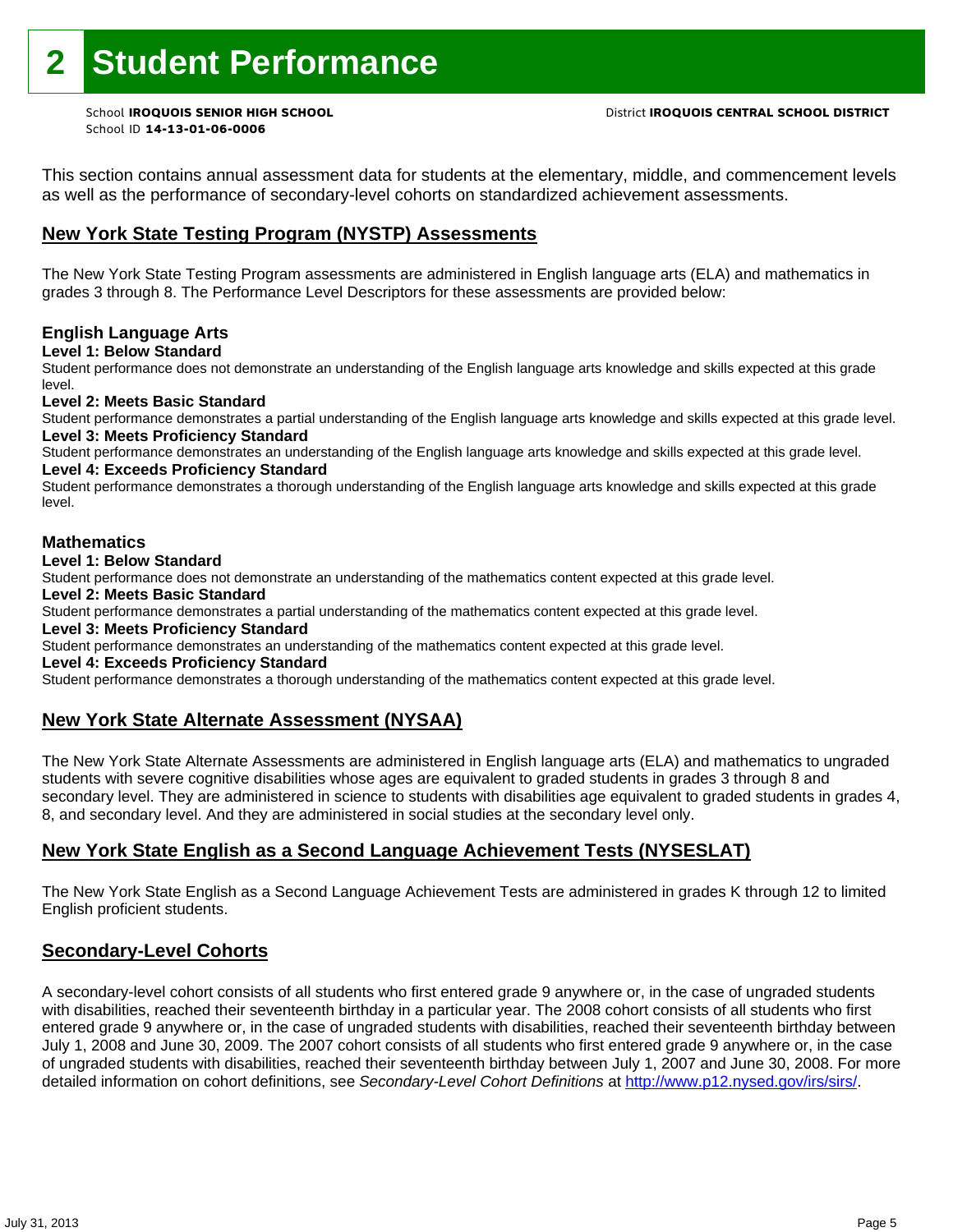# 2 Student Performance

School **IROQUOIS SENIOR HIGH SCHOOL**
School ID **14-13-01-06-0006**

District **IROQUOIS CENTRAL SCHOOL DISTRICT**

This section contains annual assessment data for students at the elementary, middle, and commencement levels as well as the performance of secondary-level cohorts on standardized achievement assessments.

## New York State Testing Program (NYSTP) Assessments

The New York State Testing Program assessments are administered in English language arts (ELA) and mathematics in grades 3 through 8. The Performance Level Descriptors for these assessments are provided below:

### English Language Arts

**Level 1: Below Standard**
Student performance does not demonstrate an understanding of the English language arts knowledge and skills expected at this grade level.

**Level 2: Meets Basic Standard**
Student performance demonstrates a partial understanding of the English language arts knowledge and skills expected at this grade level.

**Level 3: Meets Proficiency Standard**
Student performance demonstrates an understanding of the English language arts knowledge and skills expected at this grade level.

**Level 4: Exceeds Proficiency Standard**
Student performance demonstrates a thorough understanding of the English language arts knowledge and skills expected at this grade level.

### Mathematics

**Level 1: Below Standard**
Student performance does not demonstrate an understanding of the mathematics content expected at this grade level.

**Level 2: Meets Basic Standard**
Student performance demonstrates a partial understanding of the mathematics content expected at this grade level.

**Level 3: Meets Proficiency Standard**
Student performance demonstrates an understanding of the mathematics content expected at this grade level.

**Level 4: Exceeds Proficiency Standard**
Student performance demonstrates a thorough understanding of the mathematics content expected at this grade level.

## New York State Alternate Assessment (NYSAA)

The New York State Alternate Assessments are administered in English language arts (ELA) and mathematics to ungraded students with severe cognitive disabilities whose ages are equivalent to graded students in grades 3 through 8 and secondary level. They are administered in science to students with disabilities age equivalent to graded students in grades 4, 8, and secondary level. And they are administered in social studies at the secondary level only.

## New York State English as a Second Language Achievement Tests (NYSESLAT)

The New York State English as a Second Language Achievement Tests are administered in grades K through 12 to limited English proficient students.

## Secondary-Level Cohorts

A secondary-level cohort consists of all students who first entered grade 9 anywhere or, in the case of ungraded students with disabilities, reached their seventeenth birthday in a particular year. The 2008 cohort consists of all students who first entered grade 9 anywhere or, in the case of ungraded students with disabilities, reached their seventeenth birthday between July 1, 2008 and June 30, 2009. The 2007 cohort consists of all students who first entered grade 9 anywhere or, in the case of ungraded students with disabilities, reached their seventeenth birthday between July 1, 2007 and June 30, 2008. For more detailed information on cohort definitions, see *Secondary-Level Cohort Definitions* at http://www.p12.nysed.gov/irs/sirs/.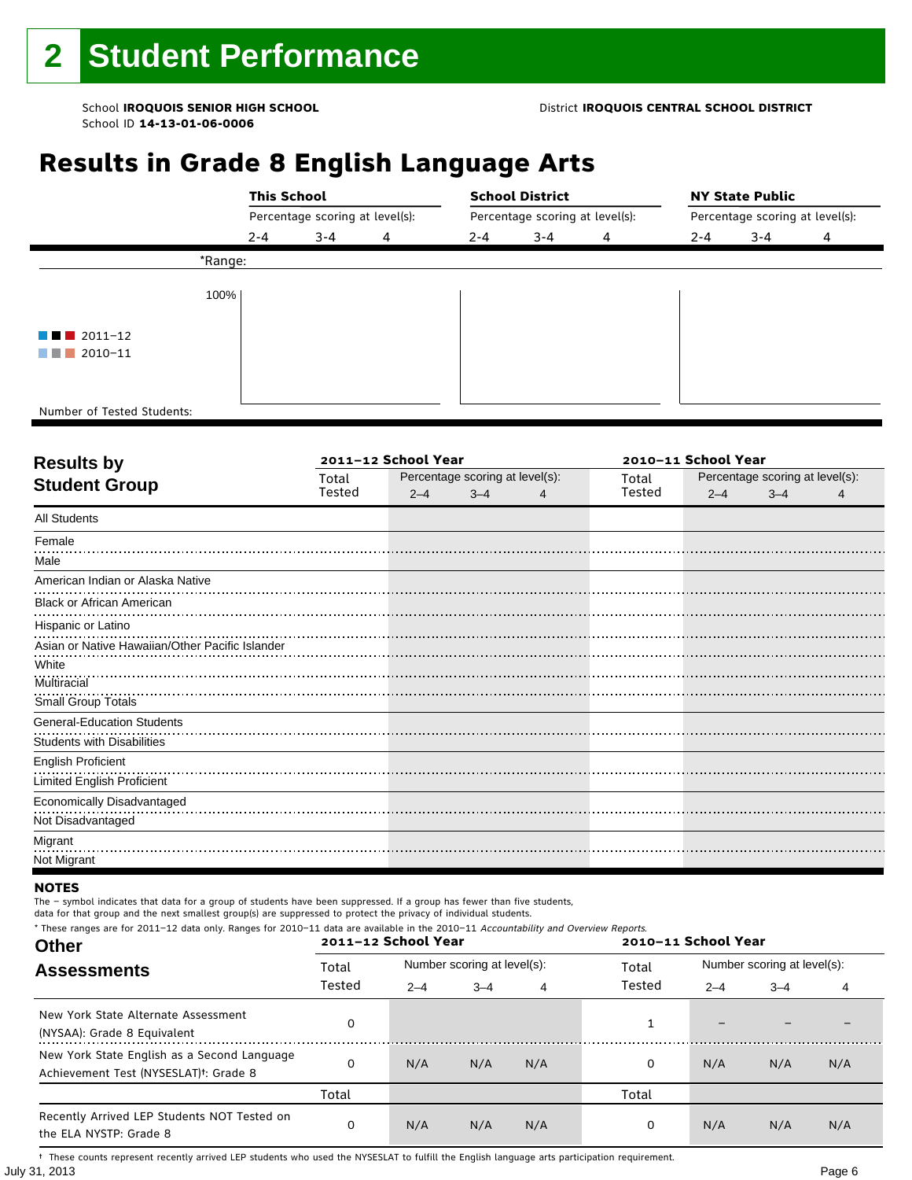# 2 Student Performance

School **IROQUOIS SENIOR HIGH SCHOOL** District **IROQUOIS CENTRAL SCHOOL DISTRICT**
School ID **14-13-01-06-0006**

## Results in Grade 8 English Language Arts

| | This School | | | School District | | | NY State Public | | |
|---|---|---|---|---|---|---|---|---|---|
| | Percentage scoring at level(s): | | | Percentage scoring at level(s): | | | Percentage scoring at level(s): | | |
| | 2-4 | 3-4 | 4 | 2-4 | 3-4 | 4 | 2-4 | 3-4 | 4 |
| *Range: | | | | | | | | | |
| Number of Tested Students: | | | | | | | | | |

2011–12 / 2010–11

## Results by Student Group

| Results by Student Group | 2011–12 School Year | | | | 2010–11 School Year | | | |
|---|---|---|---|---|---|---|---|---|
| | Total Tested | Percentage scoring at level(s): 2–4 | 3–4 | 4 | Total Tested | Percentage scoring at level(s): 2–4 | 3–4 | 4 |
| All Students | | | | | | | | |
| Female | | | | | | | | |
| Male | | | | | | | | |
| American Indian or Alaska Native | | | | | | | | |
| Black or African American | | | | | | | | |
| Hispanic or Latino | | | | | | | | |
| Asian or Native Hawaiian/Other Pacific Islander | | | | | | | | |
| White | | | | | | | | |
| Multiracial | | | | | | | | |
| Small Group Totals | | | | | | | | |
| General-Education Students | | | | | | | | |
| Students with Disabilities | | | | | | | | |
| English Proficient | | | | | | | | |
| Limited English Proficient | | | | | | | | |
| Economically Disadvantaged | | | | | | | | |
| Not Disadvantaged | | | | | | | | |
| Migrant | | | | | | | | |
| Not Migrant | | | | | | | | |

### NOTES

The – symbol indicates that data for a group of students have been suppressed. If a group has fewer than five students, data for that group and the next smallest group(s) are suppressed to protect the privacy of individual students.

* These ranges are for 2011–12 data only. Ranges for 2010–11 data are available in the 2010–11 *Accountability and Overview Reports.*

## Other Assessments

| Other Assessments | 2011–12 School Year | | | | 2010–11 School Year | | | |
|---|---|---|---|---|---|---|---|---|
| | Total Tested | Number scoring at level(s): 2–4 | 3–4 | 4 | Total Tested | Number scoring at level(s): 2–4 | 3–4 | 4 |
| New York State Alternate Assessment (NYSAA): Grade 8 Equivalent | 0 | | | | 1 | – | – | – |
| New York State English as a Second Language Achievement Test (NYSESLAT)†: Grade 8 | 0 | N/A | N/A | N/A | 0 | N/A | N/A | N/A |
| | Total | | | | Total | | | |
| Recently Arrived LEP Students NOT Tested on the ELA NYSTP: Grade 8 | 0 | N/A | N/A | N/A | 0 | N/A | N/A | N/A |

† These counts represent recently arrived LEP students who used the NYSESLAT to fulfill the English language arts participation requirement.

July 31, 2013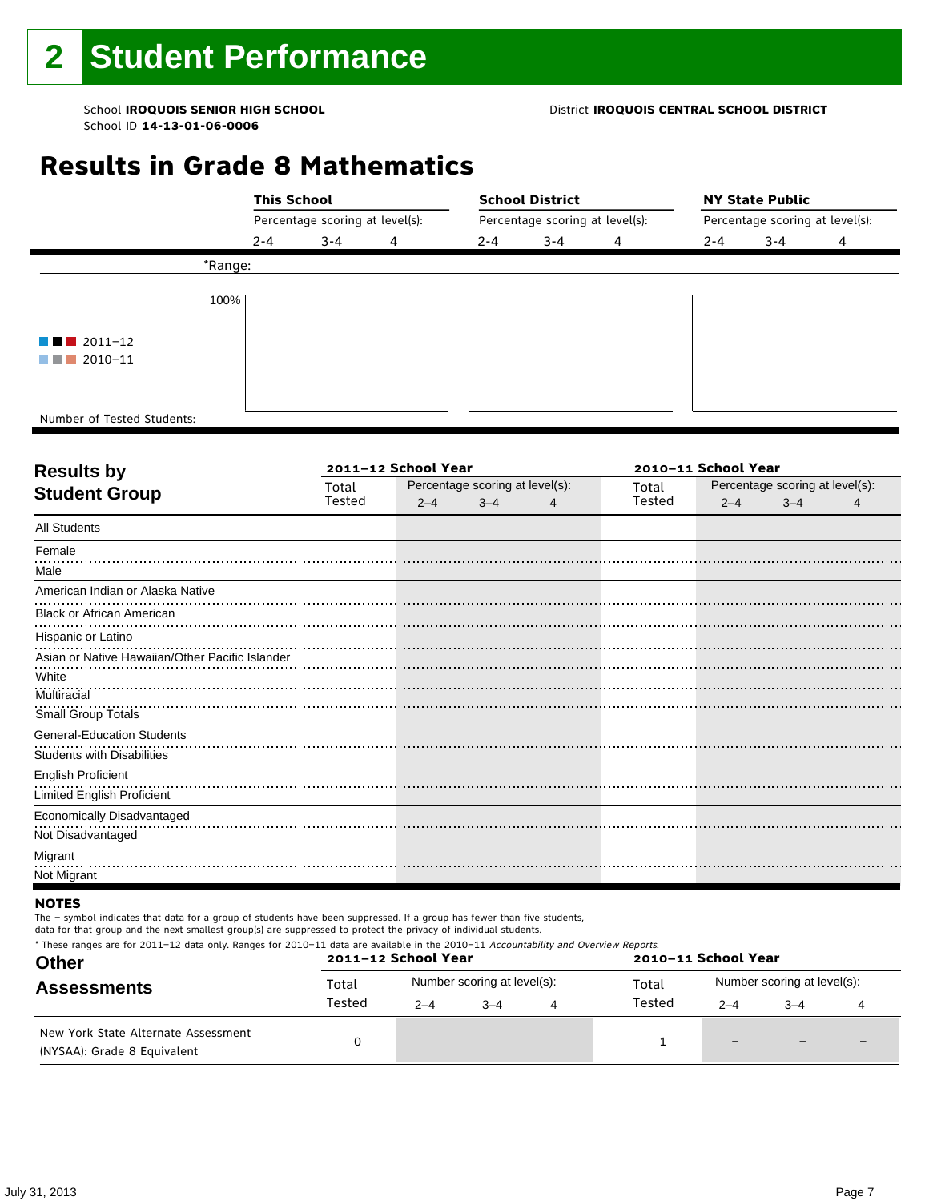## 2 Student Performance

School **IROQUOIS SENIOR HIGH SCHOOL**
School ID **14-13-01-06-0006**

District **IROQUOIS CENTRAL SCHOOL DISTRICT**

# Results in Grade 8 Mathematics

| | This School | | | School District | | | NY State Public | | |
|---|---|---|---|---|---|---|---|---|---|
| | Percentage scoring at level(s): | | | Percentage scoring at level(s): | | | Percentage scoring at level(s): | | |
| | 2-4 | 3-4 | 4 | 2-4 | 3-4 | 4 | 2-4 | 3-4 | 4 |
| *Range: | | | | | | | | | |
| Number of Tested Students: | | | | | | | | | |

100%

2011–12
2010–11

| Results by Student Group | 2011–12 School Year | | | | 2010–11 School Year | | | |
|---|---|---|---|---|---|---|---|---|
| | Total Tested | Percentage scoring at level(s): | | | Total Tested | Percentage scoring at level(s): | | |
| | | 2–4 | 3–4 | 4 | | 2–4 | 3–4 | 4 |
| All Students | | | | | | | | |
| Female | | | | | | | | |
| Male | | | | | | | | |
| American Indian or Alaska Native | | | | | | | | |
| Black or African American | | | | | | | | |
| Hispanic or Latino | | | | | | | | |
| Asian or Native Hawaiian/Other Pacific Islander | | | | | | | | |
| White | | | | | | | | |
| Multiracial | | | | | | | | |
| Small Group Totals | | | | | | | | |
| General-Education Students | | | | | | | | |
| Students with Disabilities | | | | | | | | |
| English Proficient | | | | | | | | |
| Limited English Proficient | | | | | | | | |
| Economically Disadvantaged | | | | | | | | |
| Not Disadvantaged | | | | | | | | |
| Migrant | | | | | | | | |
| Not Migrant | | | | | | | | |

**NOTES**

The – symbol indicates that data for a group of students have been suppressed. If a group has fewer than five students, data for that group and the next smallest group(s) are suppressed to protect the privacy of individual students.

* These ranges are for 2011–12 data only. Ranges for 2010–11 data are available in the 2010–11 *Accountability and Overview Reports*.

| Other Assessments | 2011–12 School Year | | | | 2010–11 School Year | | | |
|---|---|---|---|---|---|---|---|---|
| | Total Tested | Number scoring at level(s): | | | Total Tested | Number scoring at level(s): | | |
| | | 2–4 | 3–4 | 4 | | 2–4 | 3–4 | 4 |
| New York State Alternate Assessment (NYSAA): Grade 8 Equivalent | 0 | | | | 1 | – | – | – |

July 31, 2013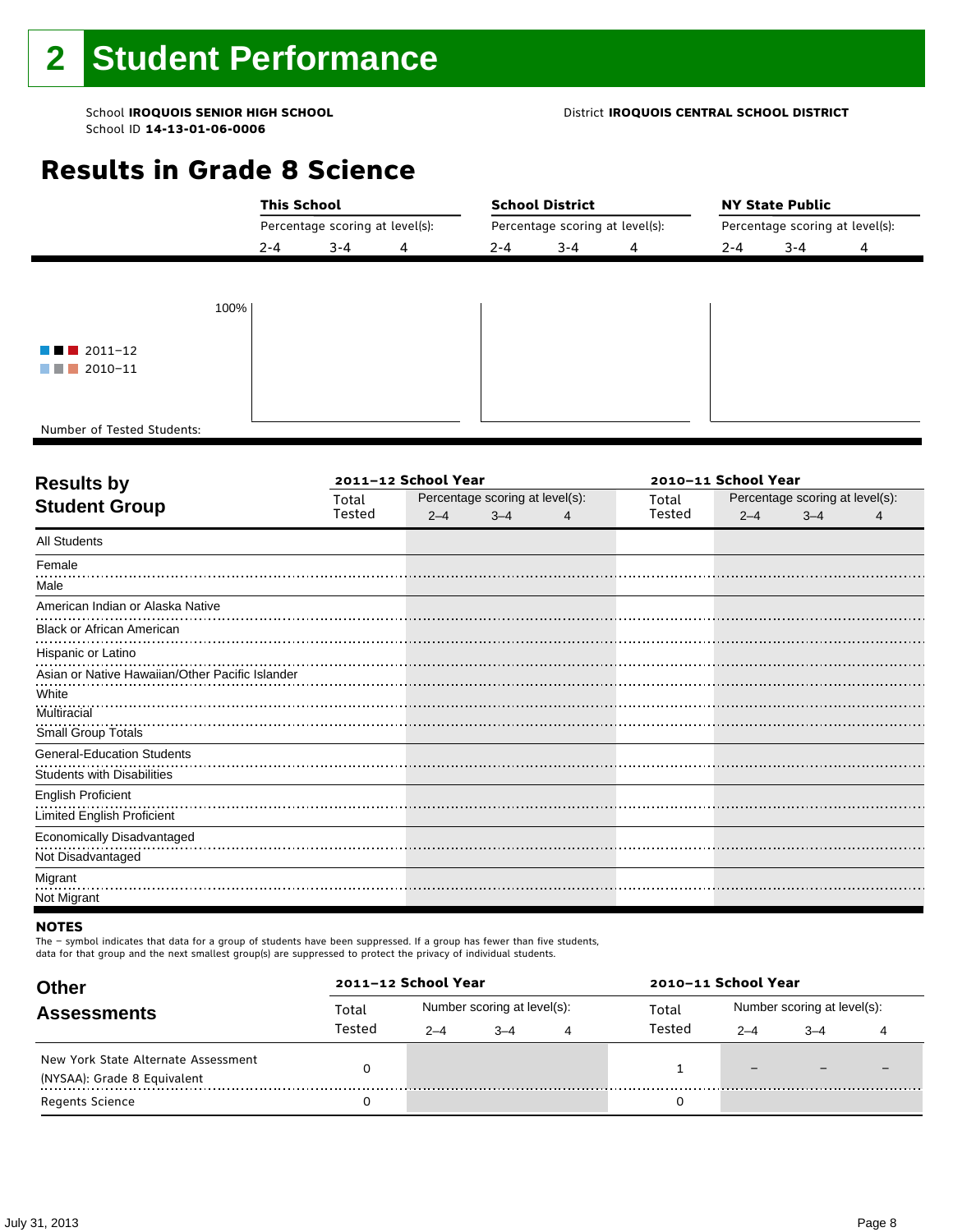# 2 Student Performance

School **IROQUOIS SENIOR HIGH SCHOOL**
School ID **14-13-01-06-0006**

District **IROQUOIS CENTRAL SCHOOL DISTRICT**

## Results in Grade 8 Science

| | This School | | | School District | | | NY State Public | | |
|---|---|---|---|---|---|---|---|---|---|
| | Percentage scoring at level(s): | | | Percentage scoring at level(s): | | | Percentage scoring at level(s): | | |
| | 2-4 | 3-4 | 4 | 2-4 | 3-4 | 4 | 2-4 | 3-4 | 4 |

100%

2011–12
2010–11

Number of Tested Students:

| Results by Student Group | 2011–12 School Year | | | | 2010–11 School Year | | | |
|---|---|---|---|---|---|---|---|---|
| | Total Tested | Percentage scoring at level(s): | | | Total Tested | Percentage scoring at level(s): | | |
| | | 2–4 | 3–4 | 4 | | 2–4 | 3–4 | 4 |
| All Students | | | | | | | | |
| Female | | | | | | | | |
| Male | | | | | | | | |
| American Indian or Alaska Native | | | | | | | | |
| Black or African American | | | | | | | | |
| Hispanic or Latino | | | | | | | | |
| Asian or Native Hawaiian/Other Pacific Islander | | | | | | | | |
| White | | | | | | | | |
| Multiracial | | | | | | | | |
| Small Group Totals | | | | | | | | |
| General-Education Students | | | | | | | | |
| Students with Disabilities | | | | | | | | |
| English Proficient | | | | | | | | |
| Limited English Proficient | | | | | | | | |
| Economically Disadvantaged | | | | | | | | |
| Not Disadvantaged | | | | | | | | |
| Migrant | | | | | | | | |
| Not Migrant | | | | | | | | |

**NOTES**

The − symbol indicates that data for a group of students have been suppressed. If a group has fewer than five students, data for that group and the next smallest group(s) are suppressed to protect the privacy of individual students.

| Other Assessments | 2011–12 School Year | | | | 2010–11 School Year | | | |
|---|---|---|---|---|---|---|---|---|
| | Total Tested | Number scoring at level(s): | | | Total Tested | Number scoring at level(s): | | |
| | | 2–4 | 3–4 | 4 | | 2–4 | 3–4 | 4 |
| New York State Alternate Assessment (NYSAA): Grade 8 Equivalent | 0 | | | | 1 | − | − | − |
| Regents Science | 0 | | | | 0 | | | |

July 31, 2013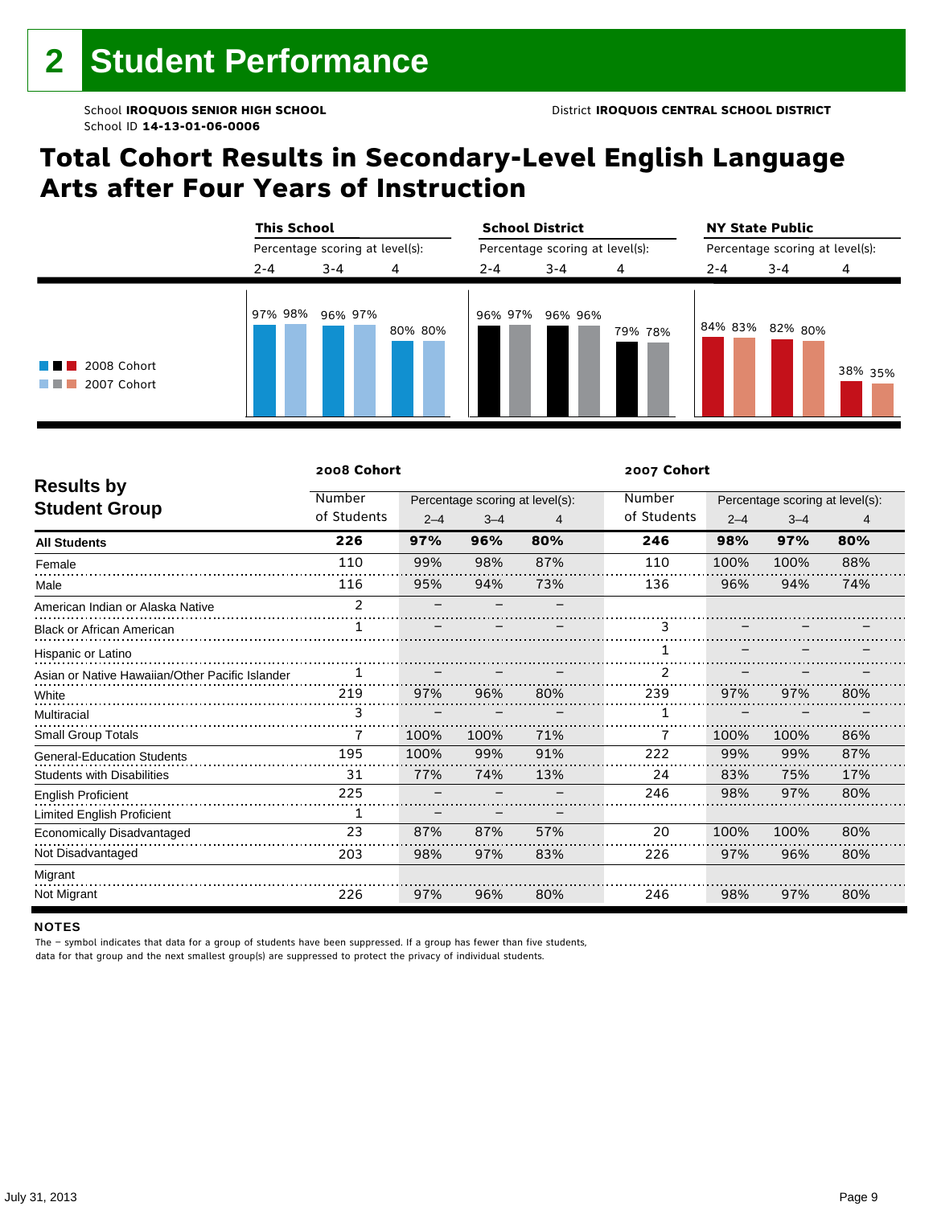# 2 Student Performance

School **IROQUOIS SENIOR HIGH SCHOOL** District **IROQUOIS CENTRAL SCHOOL DISTRICT**
School ID **14-13-01-06-0006**

## Total Cohort Results in Secondary-Level English Language Arts after Four Years of Instruction

| | This School | | | School District | | | NY State Public | | |
|---|---|---|---|---|---|---|---|---|---|
| Percentage scoring at level(s): | 2-4 | 3-4 | 4 | 2-4 | 3-4 | 4 | 2-4 | 3-4 | 4 |
| 2008 Cohort | 97% | 96% | 80% | 96% | 96% | 79% | 84% | 82% | 38% |
| 2007 Cohort | 98% | 97% | 80% | 97% | 96% | 78% | 83% | 80% | 35% |

| Results by Student Group | 2008 Cohort Number of Students | 2008 Cohort 2–4 | 2008 Cohort 3–4 | 2008 Cohort 4 | 2007 Cohort Number of Students | 2007 Cohort 2–4 | 2007 Cohort 3–4 | 2007 Cohort 4 |
|---|---|---|---|---|---|---|---|---|
| **All Students** | **226** | **97%** | **96%** | **80%** | **246** | **98%** | **97%** | **80%** |
| Female | 110 | 99% | 98% | 87% | 110 | 100% | 100% | 88% |
| Male | 116 | 95% | 94% | 73% | 136 | 96% | 94% | 74% |
| American Indian or Alaska Native | 2 | – | – | – | | | | |
| Black or African American | 1 | – | – | – | 3 | – | – | – |
| Hispanic or Latino | | | | | 1 | – | – | – |
| Asian or Native Hawaiian/Other Pacific Islander | 1 | – | – | – | 2 | – | – | – |
| White | 219 | 97% | 96% | 80% | 239 | 97% | 97% | 80% |
| Multiracial | 3 | – | – | – | 1 | – | – | – |
| Small Group Totals | 7 | 100% | 100% | 71% | 7 | 100% | 100% | 86% |
| General-Education Students | 195 | 100% | 99% | 91% | 222 | 99% | 99% | 87% |
| Students with Disabilities | 31 | 77% | 74% | 13% | 24 | 83% | 75% | 17% |
| English Proficient | 225 | – | – | – | 246 | 98% | 97% | 80% |
| Limited English Proficient | 1 | – | – | – | | | | |
| Economically Disadvantaged | 23 | 87% | 87% | 57% | 20 | 100% | 100% | 80% |
| Not Disadvantaged | 203 | 98% | 97% | 83% | 226 | 97% | 96% | 80% |
| Migrant | | | | | | | | |
| Not Migrant | 226 | 97% | 96% | 80% | 246 | 98% | 97% | 80% |

**NOTES**

The – symbol indicates that data for a group of students have been suppressed. If a group has fewer than five students, data for that group and the next smallest group(s) are suppressed to protect the privacy of individual students.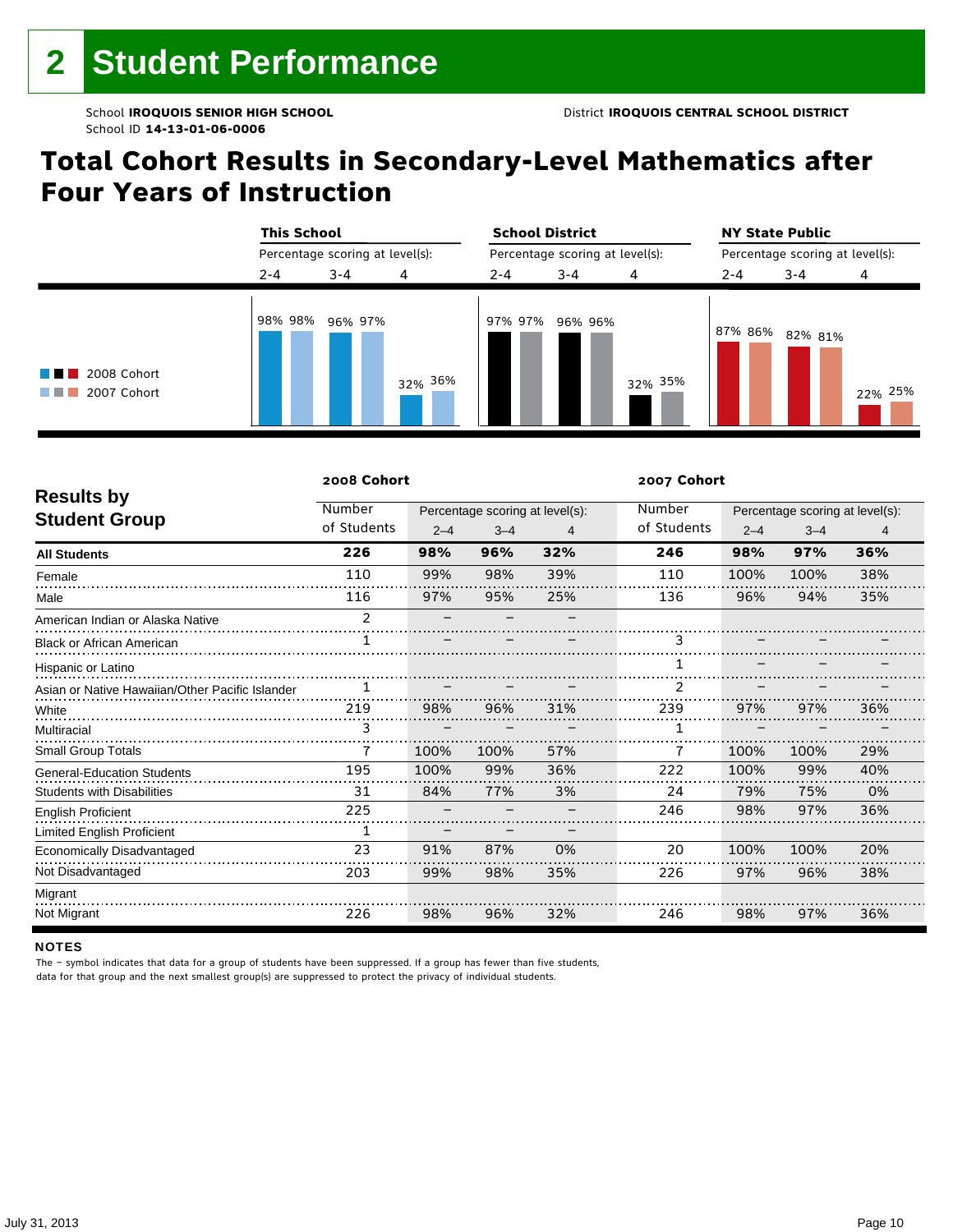# 2 Student Performance

School **IROQUOIS SENIOR HIGH SCHOOL**
School ID **14-13-01-06-0006**

District **IROQUOIS CENTRAL SCHOOL DISTRICT**

## Total Cohort Results in Secondary-Level Mathematics after Four Years of Instruction

| | This School | | | School District | | | NY State Public | | |
|---|---|---|---|---|---|---|---|---|---|
| | Percentage scoring at level(s): | | | Percentage scoring at level(s): | | | Percentage scoring at level(s): | | |
| | 2-4 | 3-4 | 4 | 2-4 | 3-4 | 4 | 2-4 | 3-4 | 4 |
| 2008 Cohort | 98% | 96% | 32% | 97% | 96% | 32% | 87% | 82% | 22% |
| 2007 Cohort | 98% | 97% | 36% | 97% | 96% | 35% | 86% | 81% | 25% |

| Results by Student Group | 2008 Cohort | | | | 2007 Cohort | | | |
|---|---|---|---|---|---|---|---|---|
| | Number of Students | Percentage scoring at level(s): 2–4 | 3–4 | 4 | Number of Students | Percentage scoring at level(s): 2–4 | 3–4 | 4 |
| **All Students** | **226** | **98%** | **96%** | **32%** | **246** | **98%** | **97%** | **36%** |
| Female | 110 | 99% | 98% | 39% | 110 | 100% | 100% | 38% |
| Male | 116 | 97% | 95% | 25% | 136 | 96% | 94% | 35% |
| American Indian or Alaska Native | 2 | – | – | – | | | | |
| Black or African American | 1 | – | – | – | 3 | – | – | – |
| Hispanic or Latino | | | | | 1 | – | – | – |
| Asian or Native Hawaiian/Other Pacific Islander | 1 | – | – | – | 2 | – | – | – |
| White | 219 | 98% | 96% | 31% | 239 | 97% | 97% | 36% |
| Multiracial | 3 | – | – | – | 1 | – | – | – |
| Small Group Totals | 7 | 100% | 100% | 57% | 7 | 100% | 100% | 29% |
| General-Education Students | 195 | 100% | 99% | 36% | 222 | 100% | 99% | 40% |
| Students with Disabilities | 31 | 84% | 77% | 3% | 24 | 79% | 75% | 0% |
| English Proficient | 225 | – | – | – | 246 | 98% | 97% | 36% |
| Limited English Proficient | 1 | – | – | – | | | | |
| Economically Disadvantaged | 23 | 91% | 87% | 0% | 20 | 100% | 100% | 20% |
| Not Disadvantaged | 203 | 99% | 98% | 35% | 226 | 97% | 96% | 38% |
| Migrant | | | | | | | | |
| Not Migrant | 226 | 98% | 96% | 32% | 246 | 98% | 97% | 36% |

**NOTES**

The – symbol indicates that data for a group of students have been suppressed. If a group has fewer than five students, data for that group and the next smallest group(s) are suppressed to protect the privacy of individual students.

July 31, 2013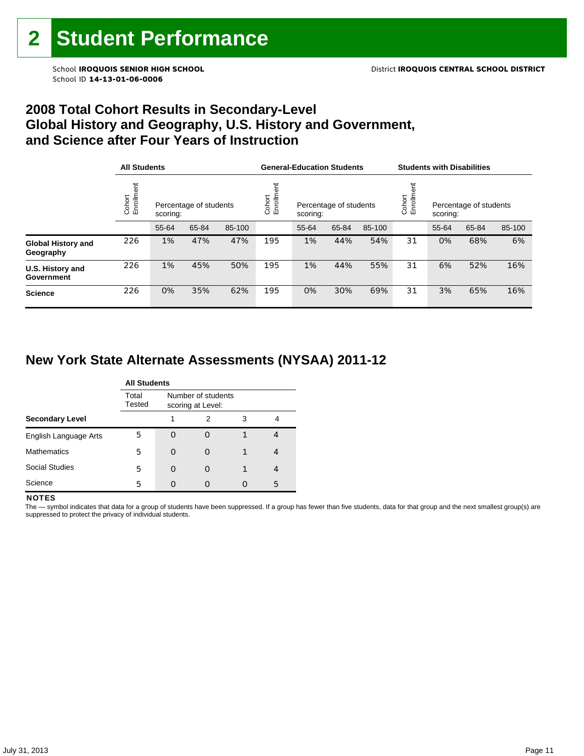# 2 Student Performance

School **IROQUOIS SENIOR HIGH SCHOOL**
School ID **14-13-01-06-0006**

District **IROQUOIS CENTRAL SCHOOL DISTRICT**

## 2008 Total Cohort Results in Secondary-Level Global History and Geography, U.S. History and Government, and Science after Four Years of Instruction

| | All Students | | | | General-Education Students | | | | Students with Disabilities | | | |
|---|---|---|---|---|---|---|---|---|---|---|---|---|
| | Cohort Enrollment | Percentage of students scoring: | | | Cohort Enrollment | Percentage of students scoring: | | | Cohort Enrollment | Percentage of students scoring: | | |
| | | 55-64 | 65-84 | 85-100 | | 55-64 | 65-84 | 85-100 | | 55-64 | 65-84 | 85-100 |
| **Global History and Geography** | 226 | 1% | 47% | 47% | 195 | 1% | 44% | 54% | 31 | 0% | 68% | 6% |
| **U.S. History and Government** | 226 | 1% | 45% | 50% | 195 | 1% | 44% | 55% | 31 | 6% | 52% | 16% |
| **Science** | 226 | 0% | 35% | 62% | 195 | 0% | 30% | 69% | 31 | 3% | 65% | 16% |

## New York State Alternate Assessments (NYSAA) 2011-12

| | All Students | | | | |
|---|---|---|---|---|---|
| | Total Tested | Number of students scoring at Level: | | | |
| **Secondary Level** | | 1 | 2 | 3 | 4 |
| English Language Arts | 5 | 0 | 0 | 1 | 4 |
| Mathematics | 5 | 0 | 0 | 1 | 4 |
| Social Studies | 5 | 0 | 0 | 1 | 4 |
| Science | 5 | 0 | 0 | 0 | 5 |

**NOTES**

The — symbol indicates that data for a group of students have been suppressed. If a group has fewer than five students, data for that group and the next smallest group(s) are suppressed to protect the privacy of individual students.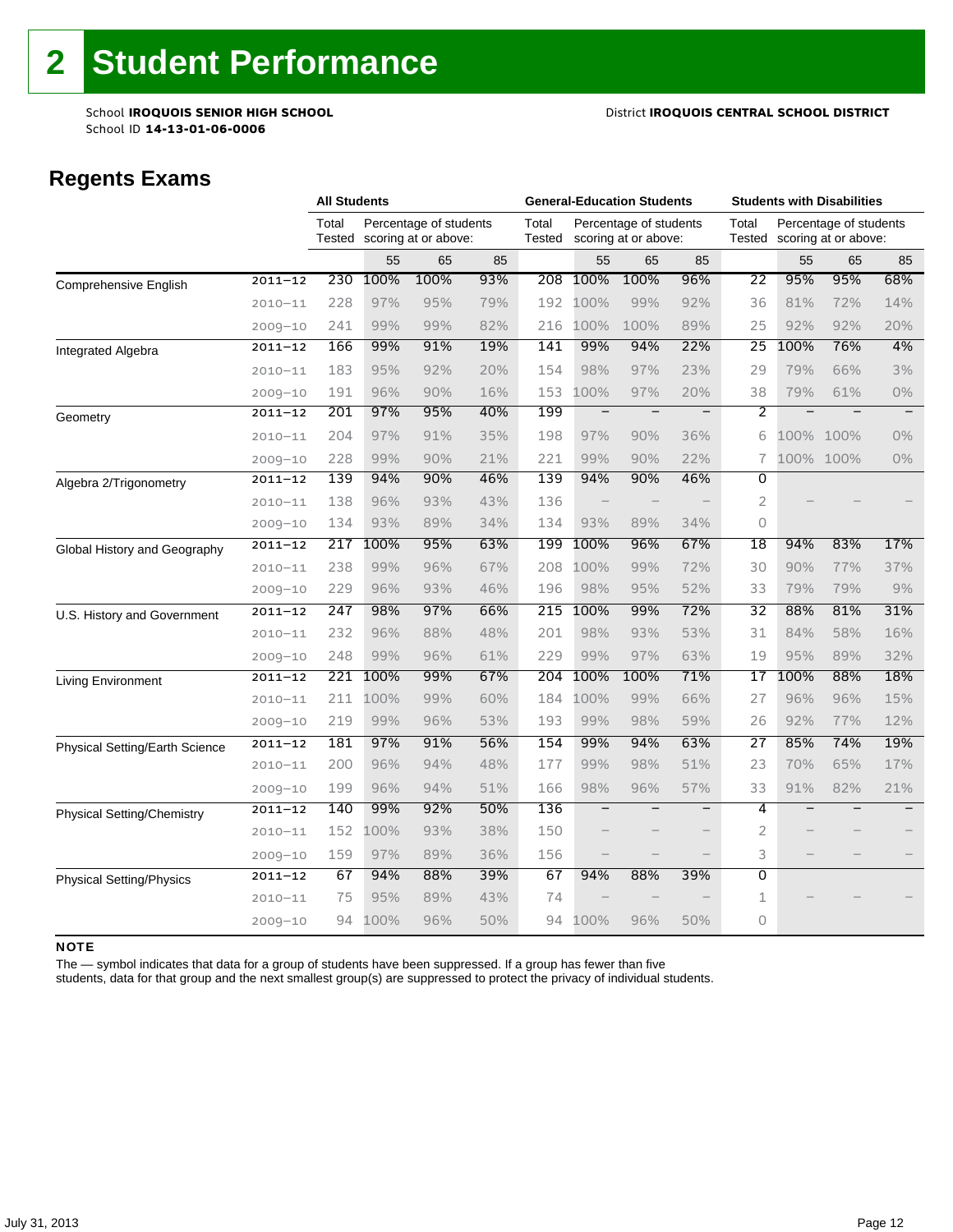# 2 Student Performance

School **IROQUOIS SENIOR HIGH SCHOOL**
School ID **14-13-01-06-0006**

District **IROQUOIS CENTRAL SCHOOL DISTRICT**

## Regents Exams

| | | All Students | | | | General-Education Students | | | | Students with Disabilities | | | |
|---|---|---|---|---|---|---|---|---|---|---|---|---|---|
| | | Total Tested | Percentage of students scoring at or above: | | | Total Tested | Percentage of students scoring at or above: | | | Total Tested | Percentage of students scoring at or above: | | |
| | | | 55 | 65 | 85 | | 55 | 65 | 85 | | 55 | 65 | 85 |
| Comprehensive English | 2011–12 | 230 | 100% | 100% | 93% | 208 | 100% | 100% | 96% | 22 | 95% | 95% | 68% |
| | 2010–11 | 228 | 97% | 95% | 79% | 192 | 100% | 99% | 92% | 36 | 81% | 72% | 14% |
| | 2009–10 | 241 | 99% | 99% | 82% | 216 | 100% | 100% | 89% | 25 | 92% | 92% | 20% |
| Integrated Algebra | 2011–12 | 166 | 99% | 91% | 19% | 141 | 99% | 94% | 22% | 25 | 100% | 76% | 4% |
| | 2010–11 | 183 | 95% | 92% | 20% | 154 | 98% | 97% | 23% | 29 | 79% | 66% | 3% |
| | 2009–10 | 191 | 96% | 90% | 16% | 153 | 100% | 97% | 20% | 38 | 79% | 61% | 0% |
| Geometry | 2011–12 | 201 | 97% | 95% | 40% | 199 | – | – | – | 2 | – | – | – |
| | 2010–11 | 204 | 97% | 91% | 35% | 198 | 97% | 90% | 36% | 6 | 100% | 100% | 0% |
| | 2009–10 | 228 | 99% | 90% | 21% | 221 | 99% | 90% | 22% | 7 | 100% | 100% | 0% |
| Algebra 2/Trigonometry | 2011–12 | 139 | 94% | 90% | 46% | 139 | 94% | 90% | 46% | 0 | | | |
| | 2010–11 | 138 | 96% | 93% | 43% | 136 | – | – | – | 2 | – | – | – |
| | 2009–10 | 134 | 93% | 89% | 34% | 134 | 93% | 89% | 34% | 0 | | | |
| Global History and Geography | 2011–12 | 217 | 100% | 95% | 63% | 199 | 100% | 96% | 67% | 18 | 94% | 83% | 17% |
| | 2010–11 | 238 | 99% | 96% | 67% | 208 | 100% | 99% | 72% | 30 | 90% | 77% | 37% |
| | 2009–10 | 229 | 96% | 93% | 46% | 196 | 98% | 95% | 52% | 33 | 79% | 79% | 9% |
| U.S. History and Government | 2011–12 | 247 | 98% | 97% | 66% | 215 | 100% | 99% | 72% | 32 | 88% | 81% | 31% |
| | 2010–11 | 232 | 96% | 88% | 48% | 201 | 98% | 93% | 53% | 31 | 84% | 58% | 16% |
| | 2009–10 | 248 | 99% | 96% | 61% | 229 | 99% | 97% | 63% | 19 | 95% | 89% | 32% |
| Living Environment | 2011–12 | 221 | 100% | 99% | 67% | 204 | 100% | 100% | 71% | 17 | 100% | 88% | 18% |
| | 2010–11 | 211 | 100% | 99% | 60% | 184 | 100% | 99% | 66% | 27 | 96% | 96% | 15% |
| | 2009–10 | 219 | 99% | 96% | 53% | 193 | 99% | 98% | 59% | 26 | 92% | 77% | 12% |
| Physical Setting/Earth Science | 2011–12 | 181 | 97% | 91% | 56% | 154 | 99% | 94% | 63% | 27 | 85% | 74% | 19% |
| | 2010–11 | 200 | 96% | 94% | 48% | 177 | 99% | 98% | 51% | 23 | 70% | 65% | 17% |
| | 2009–10 | 199 | 96% | 94% | 51% | 166 | 98% | 96% | 57% | 33 | 91% | 82% | 21% |
| Physical Setting/Chemistry | 2011–12 | 140 | 99% | 92% | 50% | 136 | – | – | – | 4 | – | – | – |
| | 2010–11 | 152 | 100% | 93% | 38% | 150 | – | – | – | 2 | – | – | – |
| | 2009–10 | 159 | 97% | 89% | 36% | 156 | – | – | – | 3 | – | – | – |
| Physical Setting/Physics | 2011–12 | 67 | 94% | 88% | 39% | 67 | 94% | 88% | 39% | 0 | | | |
| | 2010–11 | 75 | 95% | 89% | 43% | 74 | – | – | – | 1 | – | – | – |
| | 2009–10 | 94 | 100% | 96% | 50% | 94 | 100% | 96% | 50% | 0 | | | |

**NOTE**

The — symbol indicates that data for a group of students have been suppressed. If a group has fewer than five students, data for that group and the next smallest group(s) are suppressed to protect the privacy of individual students.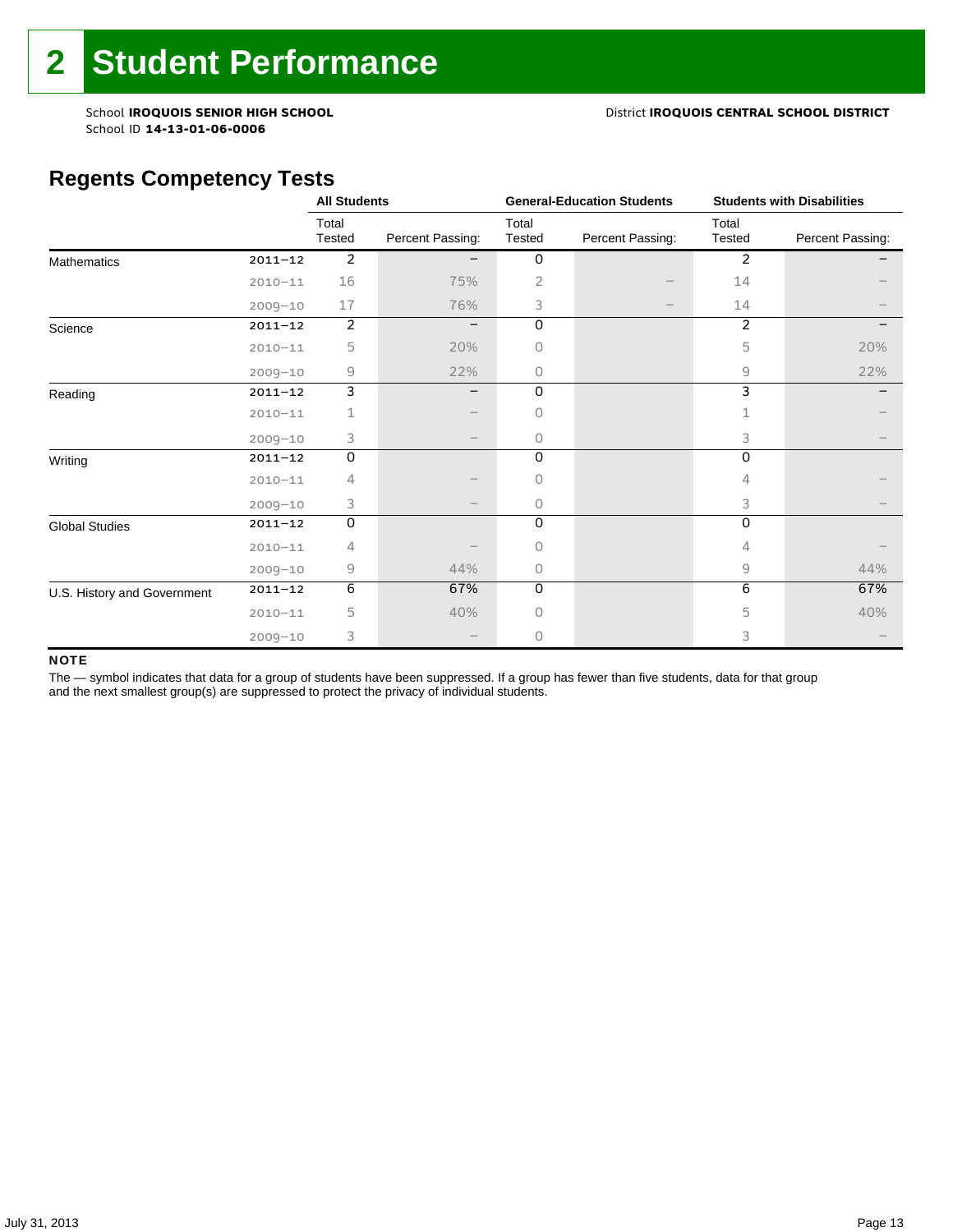# 2 Student Performance

School **IROQUOIS SENIOR HIGH SCHOOL** District **IROQUOIS CENTRAL SCHOOL DISTRICT**
School ID **14-13-01-06-0006**

## Regents Competency Tests

| | | All Students | | General-Education Students | | Students with Disabilities | |
|---|---|---|---|---|---|---|---|
| | | Total Tested | Percent Passing: | Total Tested | Percent Passing: | Total Tested | Percent Passing: |
| Mathematics | 2011–12 | 2 | – | 0 | | 2 | – |
| | 2010–11 | 16 | 75% | 2 | – | 14 | – |
| | 2009–10 | 17 | 76% | 3 | – | 14 | – |
| Science | 2011–12 | 2 | – | 0 | | 2 | – |
| | 2010–11 | 5 | 20% | 0 | | 5 | 20% |
| | 2009–10 | 9 | 22% | 0 | | 9 | 22% |
| Reading | 2011–12 | 3 | – | 0 | | 3 | – |
| | 2010–11 | 1 | – | 0 | | 1 | – |
| | 2009–10 | 3 | – | 0 | | 3 | – |
| Writing | 2011–12 | 0 | | 0 | | 0 | |
| | 2010–11 | 4 | – | 0 | | 4 | – |
| | 2009–10 | 3 | – | 0 | | 3 | – |
| Global Studies | 2011–12 | 0 | | 0 | | 0 | |
| | 2010–11 | 4 | – | 0 | | 4 | – |
| | 2009–10 | 9 | 44% | 0 | | 9 | 44% |
| U.S. History and Government | 2011–12 | 6 | 67% | 0 | | 6 | 67% |
| | 2010–11 | 5 | 40% | 0 | | 5 | 40% |
| | 2009–10 | 3 | – | 0 | | 3 | – |

**NOTE**

The — symbol indicates that data for a group of students have been suppressed. If a group has fewer than five students, data for that group and the next smallest group(s) are suppressed to protect the privacy of individual students.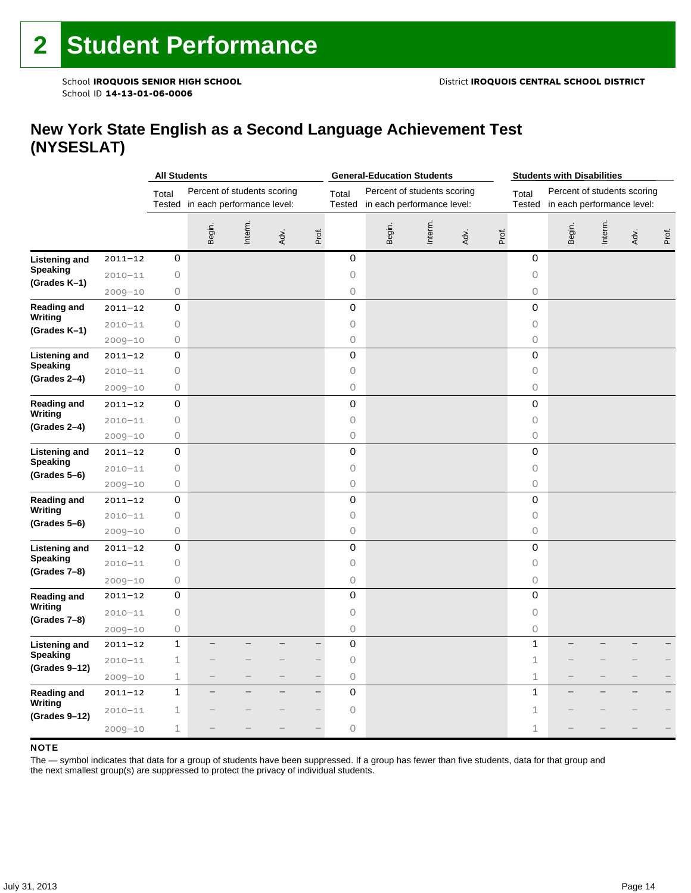# 2 Student Performance

School **IROQUOIS SENIOR HIGH SCHOOL** District **IROQUOIS CENTRAL SCHOOL DISTRICT**
School ID **14-13-01-06-0006**

## New York State English as a Second Language Achievement Test (NYSESLAT)

| | | All Students | | | | | General-Education Students | | | | | Students with Disabilities | | | | |
|---|---|---|---|---|---|---|---|---|---|---|---|---|---|---|---|---|
| | | Total Tested | Percent of students scoring in each performance level: | | | | Total Tested | Percent of students scoring in each performance level: | | | | Total Tested | Percent of students scoring in each performance level: | | | |
| | | | Begin. | Interm. | Adv. | Prof. | | Begin. | Interm. | Adv. | Prof. | | Begin. | Interm. | Adv. | Prof. |
| **Listening and Speaking (Grades K–1)** | 2011–12 | 0 | | | | | 0 | | | | | 0 | | | | |
| | 2010–11 | 0 | | | | | 0 | | | | | 0 | | | | |
| | 2009–10 | 0 | | | | | 0 | | | | | 0 | | | | |
| **Reading and Writing (Grades K–1)** | 2011–12 | 0 | | | | | 0 | | | | | 0 | | | | |
| | 2010–11 | 0 | | | | | 0 | | | | | 0 | | | | |
| | 2009–10 | 0 | | | | | 0 | | | | | 0 | | | | |
| **Listening and Speaking (Grades 2–4)** | 2011–12 | 0 | | | | | 0 | | | | | 0 | | | | |
| | 2010–11 | 0 | | | | | 0 | | | | | 0 | | | | |
| | 2009–10 | 0 | | | | | 0 | | | | | 0 | | | | |
| **Reading and Writing (Grades 2–4)** | 2011–12 | 0 | | | | | 0 | | | | | 0 | | | | |
| | 2010–11 | 0 | | | | | 0 | | | | | 0 | | | | |
| | 2009–10 | 0 | | | | | 0 | | | | | 0 | | | | |
| **Listening and Speaking (Grades 5–6)** | 2011–12 | 0 | | | | | 0 | | | | | 0 | | | | |
| | 2010–11 | 0 | | | | | 0 | | | | | 0 | | | | |
| | 2009–10 | 0 | | | | | 0 | | | | | 0 | | | | |
| **Reading and Writing (Grades 5–6)** | 2011–12 | 0 | | | | | 0 | | | | | 0 | | | | |
| | 2010–11 | 0 | | | | | 0 | | | | | 0 | | | | |
| | 2009–10 | 0 | | | | | 0 | | | | | 0 | | | | |
| **Listening and Speaking (Grades 7–8)** | 2011–12 | 0 | | | | | 0 | | | | | 0 | | | | |
| | 2010–11 | 0 | | | | | 0 | | | | | 0 | | | | |
| | 2009–10 | 0 | | | | | 0 | | | | | 0 | | | | |
| **Reading and Writing (Grades 7–8)** | 2011–12 | 0 | | | | | 0 | | | | | 0 | | | | |
| | 2010–11 | 0 | | | | | 0 | | | | | 0 | | | | |
| | 2009–10 | 0 | | | | | 0 | | | | | 0 | | | | |
| **Listening and Speaking (Grades 9–12)** | 2011–12 | 1 | – | – | – | – | 0 | | | | | 1 | – | – | – | – |
| | 2010–11 | 1 | – | – | – | – | 0 | | | | | 1 | – | – | – | – |
| | 2009–10 | 1 | – | – | – | – | 0 | | | | | 1 | – | – | – | – |
| **Reading and Writing (Grades 9–12)** | 2011–12 | 1 | – | – | – | – | 0 | | | | | 1 | – | – | – | – |
| | 2010–11 | 1 | – | – | – | – | 0 | | | | | 1 | – | – | – | – |
| | 2009–10 | 1 | – | – | – | – | 0 | | | | | 1 | – | – | – | – |

**NOTE**

The — symbol indicates that data for a group of students have been suppressed. If a group has fewer than five students, data for that group and the next smallest group(s) are suppressed to protect the privacy of individual students.

July 31, 2013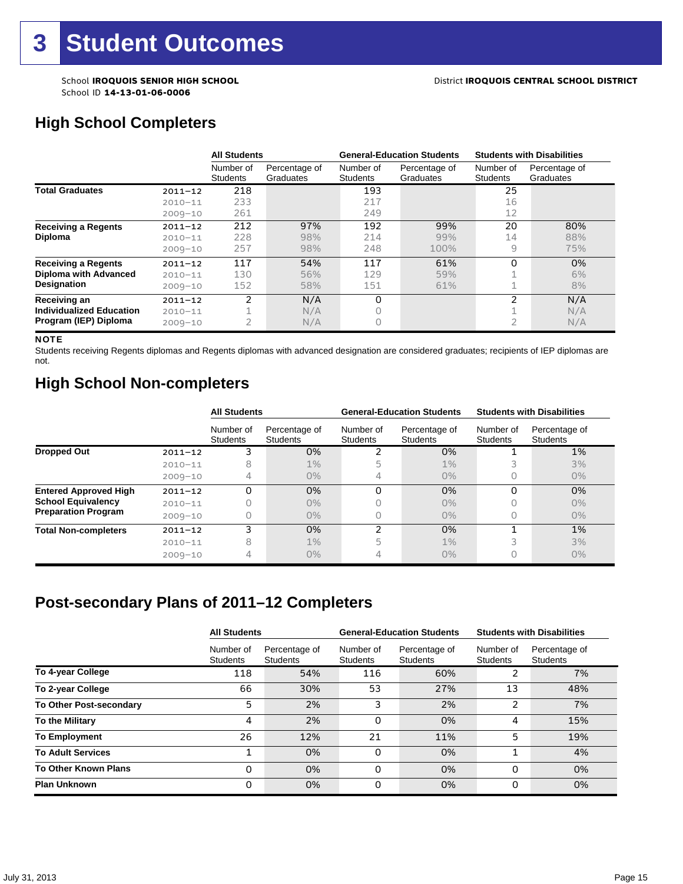# 3 Student Outcomes

School **IROQUOIS SENIOR HIGH SCHOOL**
School ID **14-13-01-06-0006**

District **IROQUOIS CENTRAL SCHOOL DISTRICT**

## High School Completers

| | | All Students | | General-Education Students | | Students with Disabilities | |
|---|---|---|---|---|---|---|---|
| | | Number of Students | Percentage of Graduates | Number of Students | Percentage of Graduates | Number of Students | Percentage of Graduates |
| **Total Graduates** | 2011–12 | 218 | | 193 | | 25 | |
| | 2010–11 | 233 | | 217 | | 16 | |
| | 2009–10 | 261 | | 249 | | 12 | |
| **Receiving a Regents Diploma** | 2011–12 | 212 | 97% | 192 | 99% | 20 | 80% |
| | 2010–11 | 228 | 98% | 214 | 99% | 14 | 88% |
| | 2009–10 | 257 | 98% | 248 | 100% | 9 | 75% |
| **Receiving a Regents Diploma with Advanced Designation** | 2011–12 | 117 | 54% | 117 | 61% | 0 | 0% |
| | 2010–11 | 130 | 56% | 129 | 59% | 1 | 6% |
| | 2009–10 | 152 | 58% | 151 | 61% | 1 | 8% |
| **Receiving an Individualized Education Program (IEP) Diploma** | 2011–12 | 2 | N/A | 0 | | 2 | N/A |
| | 2010–11 | 1 | N/A | 0 | | 1 | N/A |
| | 2009–10 | 2 | N/A | 0 | | 2 | N/A |

**NOTE**

Students receiving Regents diplomas and Regents diplomas with advanced designation are considered graduates; recipients of IEP diplomas are not.

## High School Non-completers

| | | All Students | | General-Education Students | | Students with Disabilities | |
|---|---|---|---|---|---|---|---|
| | | Number of Students | Percentage of Students | Number of Students | Percentage of Students | Number of Students | Percentage of Students |
| **Dropped Out** | 2011–12 | 3 | 0% | 2 | 0% | 1 | 1% |
| | 2010–11 | 8 | 1% | 5 | 1% | 3 | 3% |
| | 2009–10 | 4 | 0% | 4 | 0% | 0 | 0% |
| **Entered Approved High School Equivalency Preparation Program** | 2011–12 | 0 | 0% | 0 | 0% | 0 | 0% |
| | 2010–11 | 0 | 0% | 0 | 0% | 0 | 0% |
| | 2009–10 | 0 | 0% | 0 | 0% | 0 | 0% |
| **Total Non-completers** | 2011–12 | 3 | 0% | 2 | 0% | 1 | 1% |
| | 2010–11 | 8 | 1% | 5 | 1% | 3 | 3% |
| | 2009–10 | 4 | 0% | 4 | 0% | 0 | 0% |

## Post-secondary Plans of 2011–12 Completers

| | All Students | | General-Education Students | | Students with Disabilities | |
|---|---|---|---|---|---|---|
| | Number of Students | Percentage of Students | Number of Students | Percentage of Students | Number of Students | Percentage of Students |
| **To 4-year College** | 118 | 54% | 116 | 60% | 2 | 7% |
| **To 2-year College** | 66 | 30% | 53 | 27% | 13 | 48% |
| **To Other Post-secondary** | 5 | 2% | 3 | 2% | 2 | 7% |
| **To the Military** | 4 | 2% | 0 | 0% | 4 | 15% |
| **To Employment** | 26 | 12% | 21 | 11% | 5 | 19% |
| **To Adult Services** | 1 | 0% | 0 | 0% | 1 | 4% |
| **To Other Known Plans** | 0 | 0% | 0 | 0% | 0 | 0% |
| **Plan Unknown** | 0 | 0% | 0 | 0% | 0 | 0% |